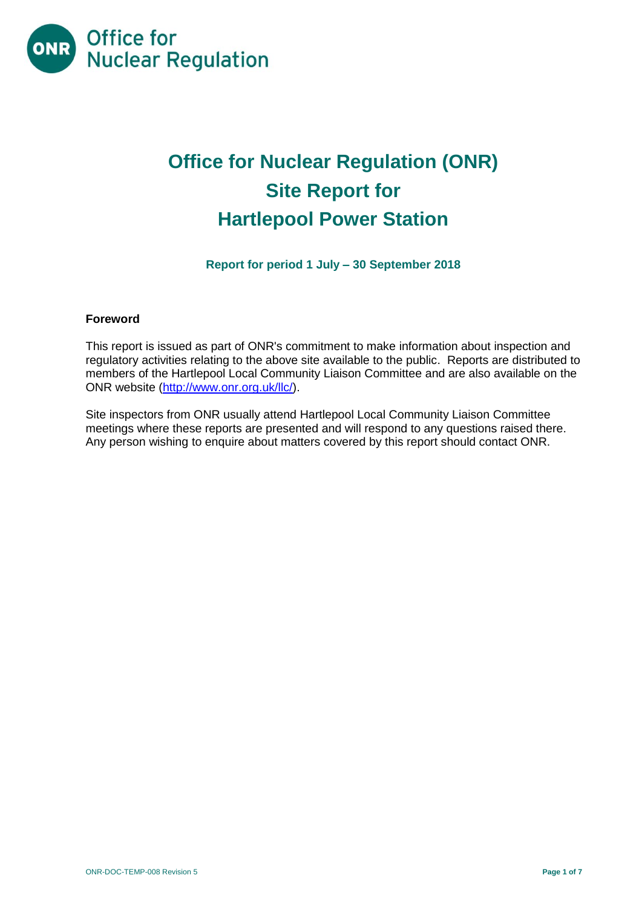# Office for Nuclear Regulation (ONR)
# Site Report for
# Hartlepool Power Station

**Report for period 1 July – 30 September 2018**

### Foreword

This report is issued as part of ONR's commitment to make information about inspection and regulatory activities relating to the above site available to the public. Reports are distributed to members of the Hartlepool Local Community Liaison Committee and are also available on the ONR website (http://www.onr.org.uk/llc/).

Site inspectors from ONR usually attend Hartlepool Local Community Liaison Committee meetings where these reports are presented and will respond to any questions raised there. Any person wishing to enquire about matters covered by this report should contact ONR.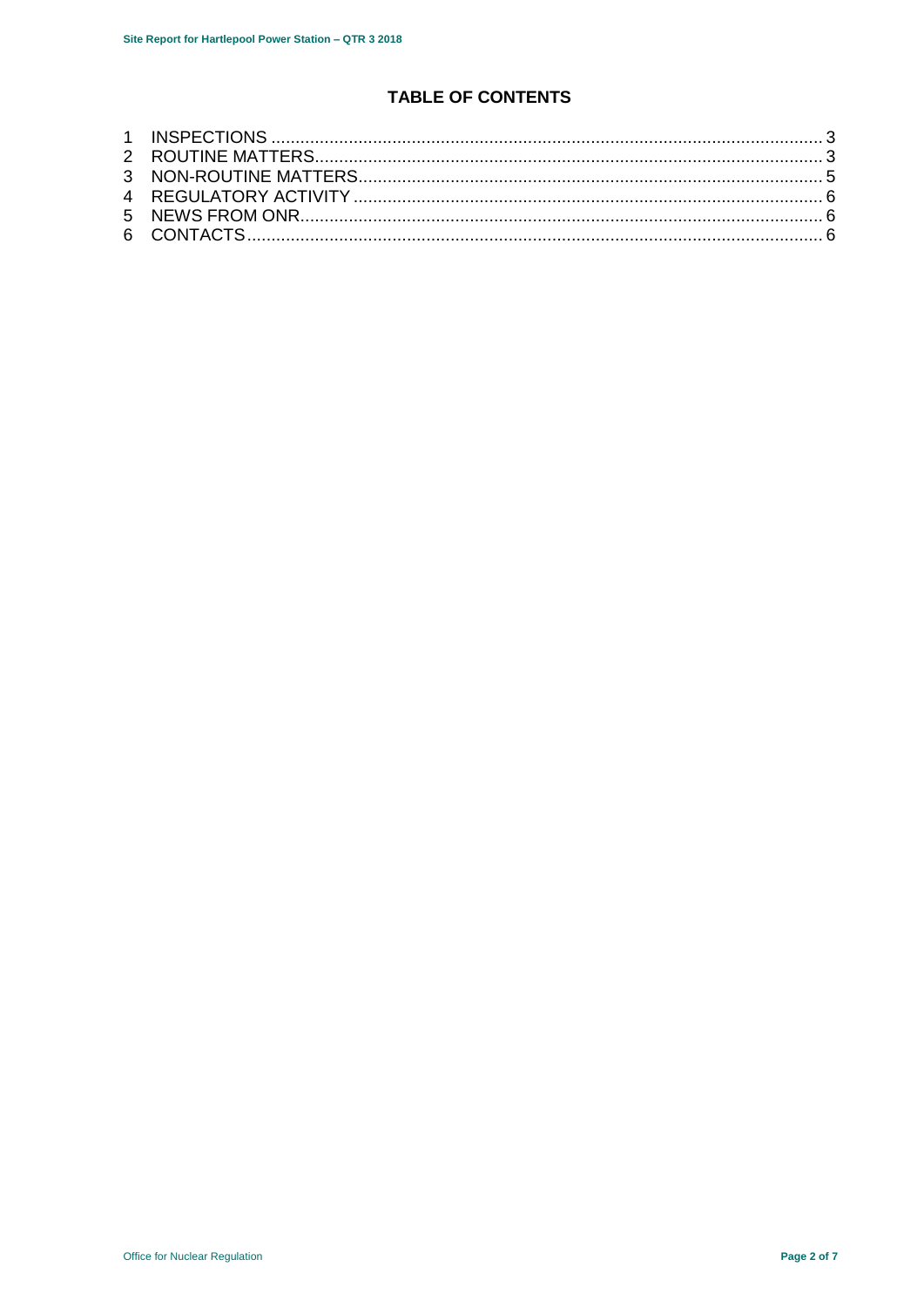## TABLE OF CONTENTS

1 INSPECTIONS ........................................................................................................ 3
2 ROUTINE MATTERS................................................................................................ 3
3 NON-ROUTINE MATTERS....................................................................................... 5
4 REGULATORY ACTIVITY ........................................................................................ 6
5 NEWS FROM ONR................................................................................................... 6
6 CONTACTS.............................................................................................................. 6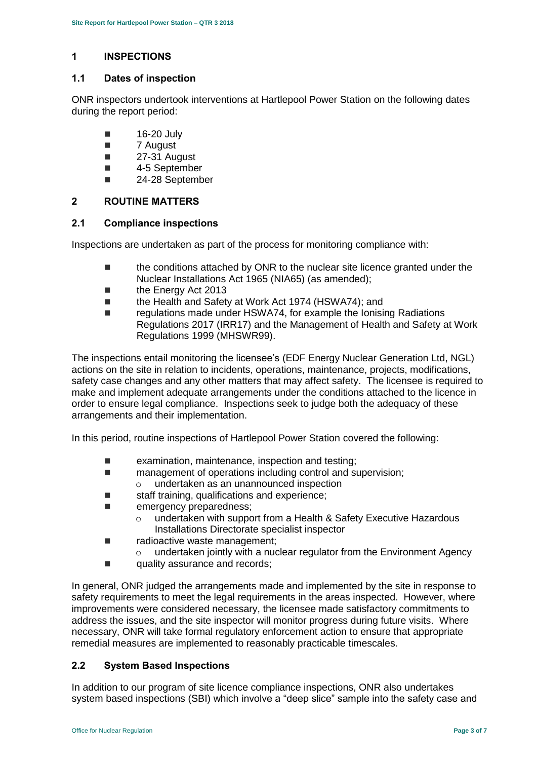## 1 INSPECTIONS

### 1.1 Dates of inspection

ONR inspectors undertook interventions at Hartlepool Power Station on the following dates during the report period:

- 16-20 July
- 7 August
- 27-31 August
- 4-5 September
- 24-28 September

## 2 ROUTINE MATTERS

### 2.1 Compliance inspections

Inspections are undertaken as part of the process for monitoring compliance with:

- the conditions attached by ONR to the nuclear site licence granted under the Nuclear Installations Act 1965 (NIA65) (as amended);
- the Energy Act 2013
- the Health and Safety at Work Act 1974 (HSWA74); and
- regulations made under HSWA74, for example the Ionising Radiations Regulations 2017 (IRR17) and the Management of Health and Safety at Work Regulations 1999 (MHSWR99).

The inspections entail monitoring the licensee's (EDF Energy Nuclear Generation Ltd, NGL) actions on the site in relation to incidents, operations, maintenance, projects, modifications, safety case changes and any other matters that may affect safety. The licensee is required to make and implement adequate arrangements under the conditions attached to the licence in order to ensure legal compliance. Inspections seek to judge both the adequacy of these arrangements and their implementation.

In this period, routine inspections of Hartlepool Power Station covered the following:

- examination, maintenance, inspection and testing;
- management of operations including control and supervision;
  - undertaken as an unannounced inspection
- staff training, qualifications and experience;
- emergency preparedness;
  - undertaken with support from a Health & Safety Executive Hazardous Installations Directorate specialist inspector
- radioactive waste management;
  - undertaken jointly with a nuclear regulator from the Environment Agency
- quality assurance and records;

In general, ONR judged the arrangements made and implemented by the site in response to safety requirements to meet the legal requirements in the areas inspected. However, where improvements were considered necessary, the licensee made satisfactory commitments to address the issues, and the site inspector will monitor progress during future visits. Where necessary, ONR will take formal regulatory enforcement action to ensure that appropriate remedial measures are implemented to reasonably practicable timescales.

### 2.2 System Based Inspections

In addition to our program of site licence compliance inspections, ONR also undertakes system based inspections (SBI) which involve a "deep slice" sample into the safety case and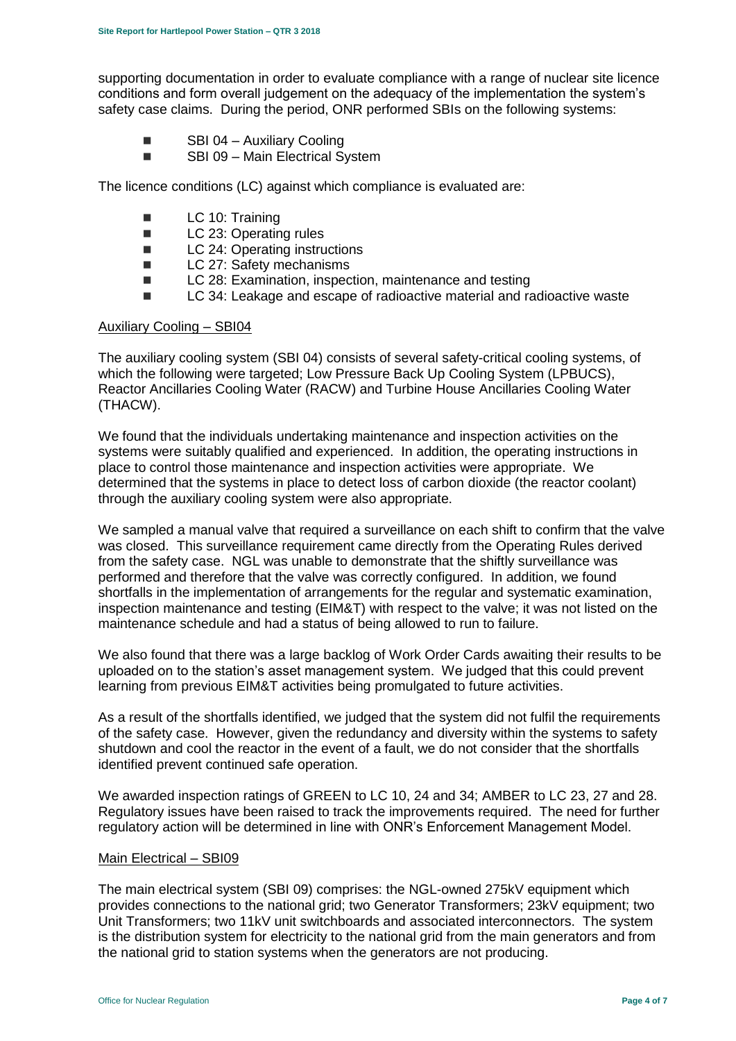supporting documentation in order to evaluate compliance with a range of nuclear site licence conditions and form overall judgement on the adequacy of the implementation the system's safety case claims. During the period, ONR performed SBIs on the following systems:

- SBI 04 – Auxiliary Cooling
- SBI 09 – Main Electrical System

The licence conditions (LC) against which compliance is evaluated are:

- LC 10: Training
- LC 23: Operating rules
- LC 24: Operating instructions
- LC 27: Safety mechanisms
- LC 28: Examination, inspection, maintenance and testing
- LC 34: Leakage and escape of radioactive material and radioactive waste

Auxiliary Cooling – SBI04

The auxiliary cooling system (SBI 04) consists of several safety-critical cooling systems, of which the following were targeted; Low Pressure Back Up Cooling System (LPBUCS), Reactor Ancillaries Cooling Water (RACW) and Turbine House Ancillaries Cooling Water (THACW).

We found that the individuals undertaking maintenance and inspection activities on the systems were suitably qualified and experienced. In addition, the operating instructions in place to control those maintenance and inspection activities were appropriate. We determined that the systems in place to detect loss of carbon dioxide (the reactor coolant) through the auxiliary cooling system were also appropriate.

We sampled a manual valve that required a surveillance on each shift to confirm that the valve was closed. This surveillance requirement came directly from the Operating Rules derived from the safety case. NGL was unable to demonstrate that the shiftly surveillance was performed and therefore that the valve was correctly configured. In addition, we found shortfalls in the implementation of arrangements for the regular and systematic examination, inspection maintenance and testing (EIM&T) with respect to the valve; it was not listed on the maintenance schedule and had a status of being allowed to run to failure.

We also found that there was a large backlog of Work Order Cards awaiting their results to be uploaded on to the station's asset management system. We judged that this could prevent learning from previous EIM&T activities being promulgated to future activities.

As a result of the shortfalls identified, we judged that the system did not fulfil the requirements of the safety case. However, given the redundancy and diversity within the systems to safety shutdown and cool the reactor in the event of a fault, we do not consider that the shortfalls identified prevent continued safe operation.

We awarded inspection ratings of GREEN to LC 10, 24 and 34; AMBER to LC 23, 27 and 28. Regulatory issues have been raised to track the improvements required. The need for further regulatory action will be determined in line with ONR's Enforcement Management Model.

Main Electrical – SBI09

The main electrical system (SBI 09) comprises: the NGL-owned 275kV equipment which provides connections to the national grid; two Generator Transformers; 23kV equipment; two Unit Transformers; two 11kV unit switchboards and associated interconnectors. The system is the distribution system for electricity to the national grid from the main generators and from the national grid to station systems when the generators are not producing.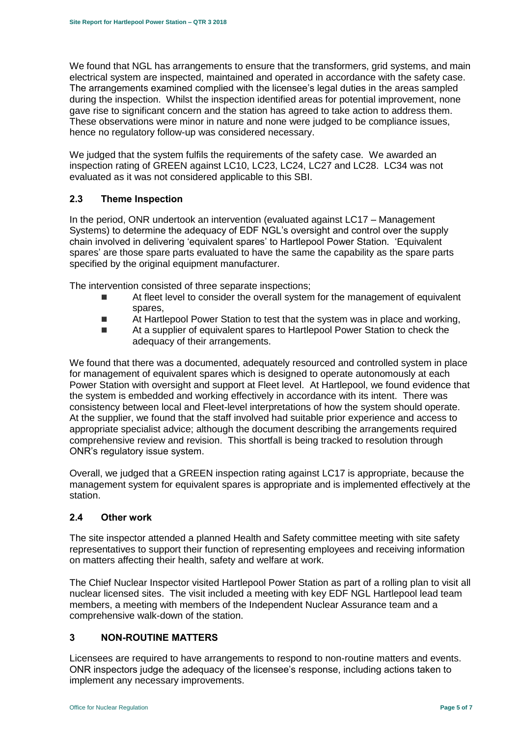We found that NGL has arrangements to ensure that the transformers, grid systems, and main electrical system are inspected, maintained and operated in accordance with the safety case. The arrangements examined complied with the licensee's legal duties in the areas sampled during the inspection. Whilst the inspection identified areas for potential improvement, none gave rise to significant concern and the station has agreed to take action to address them. These observations were minor in nature and none were judged to be compliance issues, hence no regulatory follow-up was considered necessary.

We judged that the system fulfils the requirements of the safety case. We awarded an inspection rating of GREEN against LC10, LC23, LC24, LC27 and LC28. LC34 was not evaluated as it was not considered applicable to this SBI.

### 2.3 Theme Inspection

In the period, ONR undertook an intervention (evaluated against LC17 – Management Systems) to determine the adequacy of EDF NGL's oversight and control over the supply chain involved in delivering 'equivalent spares' to Hartlepool Power Station. 'Equivalent spares' are those spare parts evaluated to have the same the capability as the spare parts specified by the original equipment manufacturer.

The intervention consisted of three separate inspections;

- At fleet level to consider the overall system for the management of equivalent spares,
- At Hartlepool Power Station to test that the system was in place and working,
- At a supplier of equivalent spares to Hartlepool Power Station to check the adequacy of their arrangements.

We found that there was a documented, adequately resourced and controlled system in place for management of equivalent spares which is designed to operate autonomously at each Power Station with oversight and support at Fleet level. At Hartlepool, we found evidence that the system is embedded and working effectively in accordance with its intent. There was consistency between local and Fleet-level interpretations of how the system should operate. At the supplier, we found that the staff involved had suitable prior experience and access to appropriate specialist advice; although the document describing the arrangements required comprehensive review and revision. This shortfall is being tracked to resolution through ONR's regulatory issue system.

Overall, we judged that a GREEN inspection rating against LC17 is appropriate, because the management system for equivalent spares is appropriate and is implemented effectively at the station.

### 2.4 Other work

The site inspector attended a planned Health and Safety committee meeting with site safety representatives to support their function of representing employees and receiving information on matters affecting their health, safety and welfare at work.

The Chief Nuclear Inspector visited Hartlepool Power Station as part of a rolling plan to visit all nuclear licensed sites. The visit included a meeting with key EDF NGL Hartlepool lead team members, a meeting with members of the Independent Nuclear Assurance team and a comprehensive walk-down of the station.

## 3 NON-ROUTINE MATTERS

Licensees are required to have arrangements to respond to non-routine matters and events. ONR inspectors judge the adequacy of the licensee's response, including actions taken to implement any necessary improvements.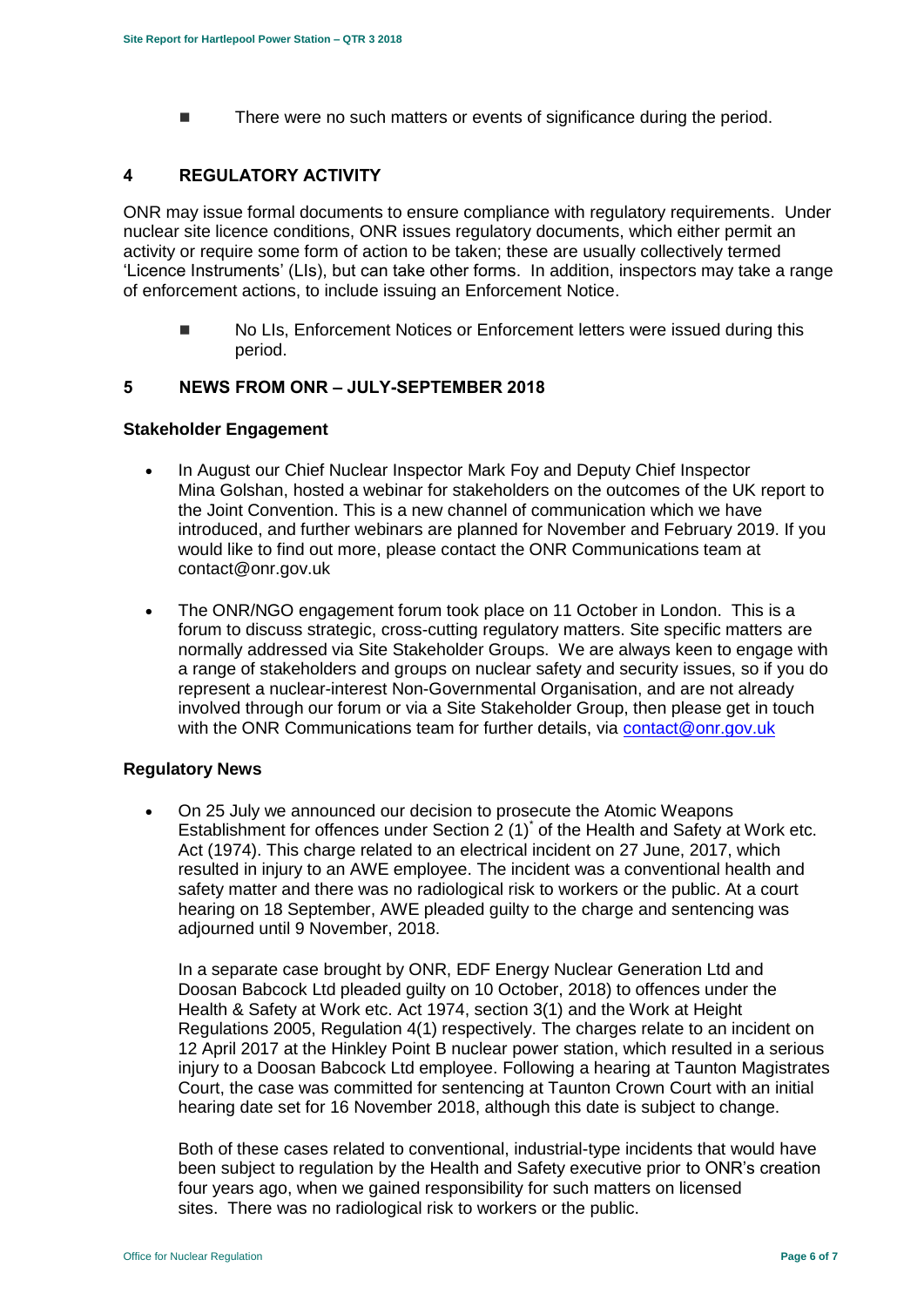- There were no such matters or events of significance during the period.

## 4 REGULATORY ACTIVITY

ONR may issue formal documents to ensure compliance with regulatory requirements. Under nuclear site licence conditions, ONR issues regulatory documents, which either permit an activity or require some form of action to be taken; these are usually collectively termed 'Licence Instruments' (LIs), but can take other forms. In addition, inspectors may take a range of enforcement actions, to include issuing an Enforcement Notice.

- No LIs, Enforcement Notices or Enforcement letters were issued during this period.

## 5 NEWS FROM ONR – JULY-SEPTEMBER 2018

### Stakeholder Engagement

- In August our Chief Nuclear Inspector Mark Foy and Deputy Chief Inspector Mina Golshan, hosted a webinar for stakeholders on the outcomes of the UK report to the Joint Convention. This is a new channel of communication which we have introduced, and further webinars are planned for November and February 2019. If you would like to find out more, please contact the ONR Communications team at contact@onr.gov.uk

- The ONR/NGO engagement forum took place on 11 October in London. This is a forum to discuss strategic, cross-cutting regulatory matters. Site specific matters are normally addressed via Site Stakeholder Groups. We are always keen to engage with a range of stakeholders and groups on nuclear safety and security issues, so if you do represent a nuclear-interest Non-Governmental Organisation, and are not already involved through our forum or via a Site Stakeholder Group, then please get in touch with the ONR Communications team for further details, via contact@onr.gov.uk

### Regulatory News

- On 25 July we announced our decision to prosecute the Atomic Weapons Establishment for offences under Section 2 (1)* of the Health and Safety at Work etc. Act (1974). This charge related to an electrical incident on 27 June, 2017, which resulted in injury to an AWE employee. The incident was a conventional health and safety matter and there was no radiological risk to workers or the public. At a court hearing on 18 September, AWE pleaded guilty to the charge and sentencing was adjourned until 9 November, 2018.

  In a separate case brought by ONR, EDF Energy Nuclear Generation Ltd and Doosan Babcock Ltd pleaded guilty on 10 October, 2018) to offences under the Health & Safety at Work etc. Act 1974, section 3(1) and the Work at Height Regulations 2005, Regulation 4(1) respectively. The charges relate to an incident on 12 April 2017 at the Hinkley Point B nuclear power station, which resulted in a serious injury to a Doosan Babcock Ltd employee. Following a hearing at Taunton Magistrates Court, the case was committed for sentencing at Taunton Crown Court with an initial hearing date set for 16 November 2018, although this date is subject to change.

  Both of these cases related to conventional, industrial-type incidents that would have been subject to regulation by the Health and Safety executive prior to ONR's creation four years ago, when we gained responsibility for such matters on licensed sites. There was no radiological risk to workers or the public.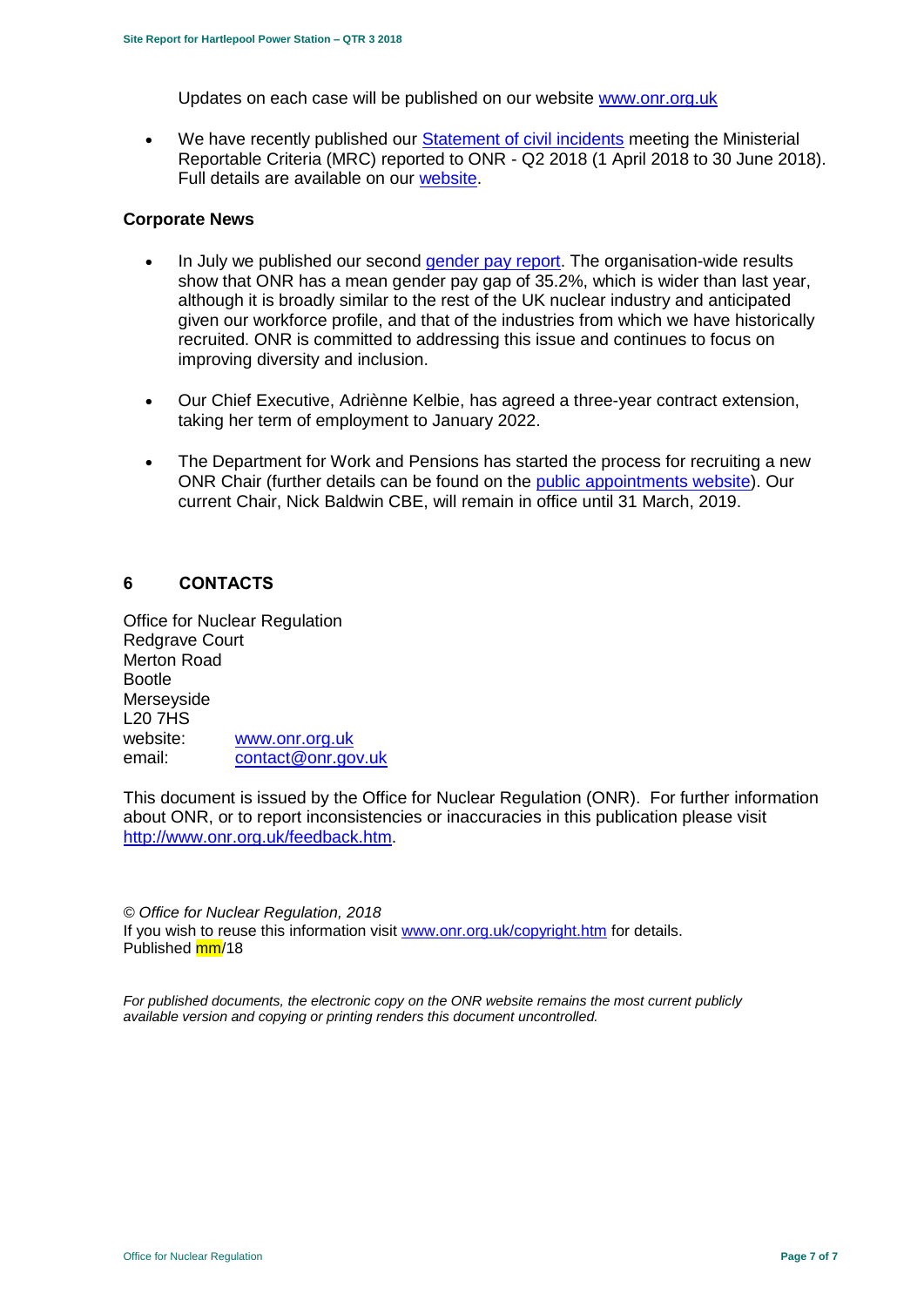Updates on each case will be published on our website [www.onr.org.uk](http://www.onr.org.uk)

- We have recently published our [Statement of civil incidents](#) meeting the Ministerial Reportable Criteria (MRC) reported to ONR - Q2 2018 (1 April 2018 to 30 June 2018). Full details are available on our [website](#).

### Corporate News

- In July we published our second [gender pay report](#). The organisation-wide results show that ONR has a mean gender pay gap of 35.2%, which is wider than last year, although it is broadly similar to the rest of the UK nuclear industry and anticipated given our workforce profile, and that of the industries from which we have historically recruited. ONR is committed to addressing this issue and continues to focus on improving diversity and inclusion.

- Our Chief Executive, Adriènne Kelbie, has agreed a three-year contract extension, taking her term of employment to January 2022.

- The Department for Work and Pensions has started the process for recruiting a new ONR Chair (further details can be found on the [public appointments website](#)). Our current Chair, Nick Baldwin CBE, will remain in office until 31 March, 2019.

## 6 CONTACTS

Office for Nuclear Regulation
Redgrave Court
Merton Road
Bootle
Merseyside
L20 7HS
website: [www.onr.org.uk](http://www.onr.org.uk)
email: [contact@onr.gov.uk](mailto:contact@onr.gov.uk)

This document is issued by the Office for Nuclear Regulation (ONR). For further information about ONR, or to report inconsistencies or inaccuracies in this publication please visit [http://www.onr.org.uk/feedback.htm](http://www.onr.org.uk/feedback.htm).

*© Office for Nuclear Regulation, 2018*
If you wish to reuse this information visit [www.onr.org.uk/copyright.htm](http://www.onr.org.uk/copyright.htm) for details.
Published mm/18

*For published documents, the electronic copy on the ONR website remains the most current publicly available version and copying or printing renders this document uncontrolled.*